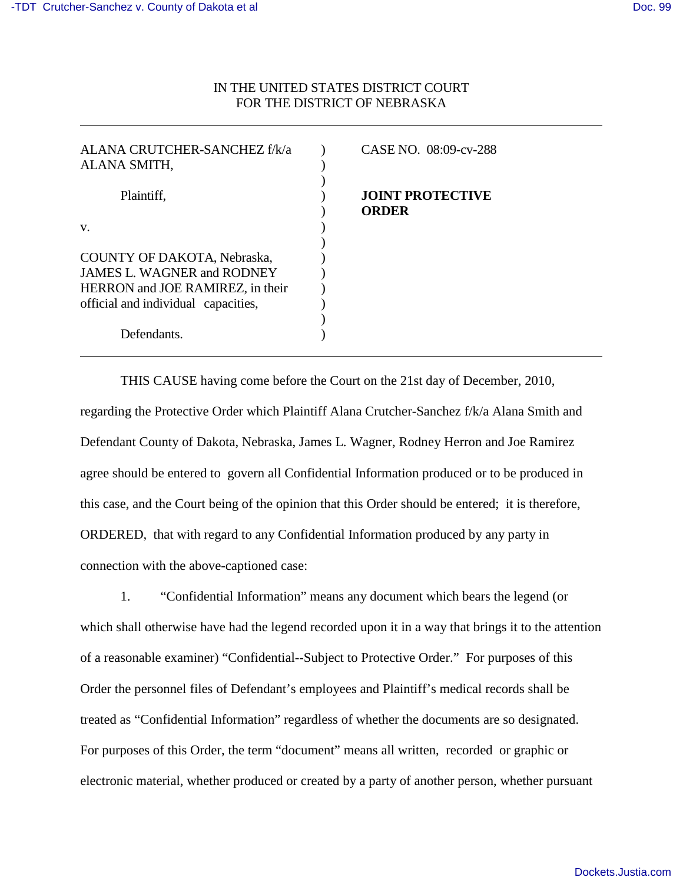IN THE UNITED STATES DISTRICT COURT
FOR THE DISTRICT OF NEBRASKA

| | | |
|---|---|---|
| ALANA CRUTCHER-SANCHEZ f/k/a ALANA SMITH, | ) | CASE NO. 08:09-cv-288 |
| Plaintiff, | ) | **JOINT PROTECTIVE ORDER** |
| v. | ) | |
| COUNTY OF DAKOTA, Nebraska, JAMES L. WAGNER and RODNEY HERRON and JOE RAMIREZ, in their official and individual capacities, | ) | |
| Defendants. | ) | |

THIS CAUSE having come before the Court on the 21st day of December, 2010, regarding the Protective Order which Plaintiff Alana Crutcher-Sanchez f/k/a Alana Smith and Defendant County of Dakota, Nebraska, James L. Wagner, Rodney Herron and Joe Ramirez agree should be entered to govern all Confidential Information produced or to be produced in this case, and the Court being of the opinion that this Order should be entered; it is therefore, ORDERED, that with regard to any Confidential Information produced by any party in connection with the above-captioned case:

1. "Confidential Information" means any document which bears the legend (or which shall otherwise have had the legend recorded upon it in a way that brings it to the attention of a reasonable examiner) "Confidential--Subject to Protective Order." For purposes of this Order the personnel files of Defendant's employees and Plaintiff's medical records shall be treated as "Confidential Information" regardless of whether the documents are so designated. For purposes of this Order, the term "document" means all written, recorded or graphic or electronic material, whether produced or created by a party of another person, whether pursuant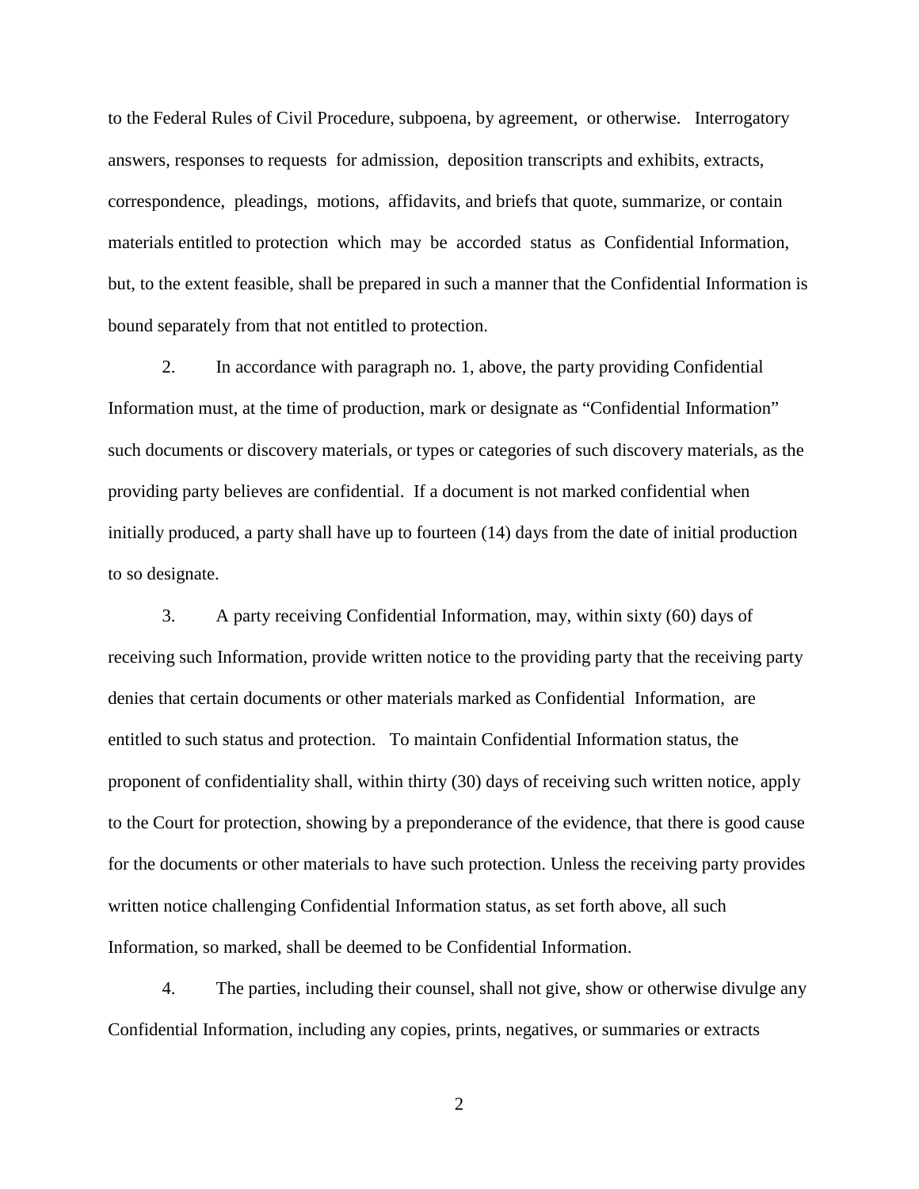to the Federal Rules of Civil Procedure, subpoena, by agreement, or otherwise. Interrogatory answers, responses to requests for admission, deposition transcripts and exhibits, extracts, correspondence, pleadings, motions, affidavits, and briefs that quote, summarize, or contain materials entitled to protection which may be accorded status as Confidential Information, but, to the extent feasible, shall be prepared in such a manner that the Confidential Information is bound separately from that not entitled to protection.

2. In accordance with paragraph no. 1, above, the party providing Confidential Information must, at the time of production, mark or designate as "Confidential Information" such documents or discovery materials, or types or categories of such discovery materials, as the providing party believes are confidential. If a document is not marked confidential when initially produced, a party shall have up to fourteen (14) days from the date of initial production to so designate.

3. A party receiving Confidential Information, may, within sixty (60) days of receiving such Information, provide written notice to the providing party that the receiving party denies that certain documents or other materials marked as Confidential Information, are entitled to such status and protection. To maintain Confidential Information status, the proponent of confidentiality shall, within thirty (30) days of receiving such written notice, apply to the Court for protection, showing by a preponderance of the evidence, that there is good cause for the documents or other materials to have such protection. Unless the receiving party provides written notice challenging Confidential Information status, as set forth above, all such Information, so marked, shall be deemed to be Confidential Information.

4. The parties, including their counsel, shall not give, show or otherwise divulge any Confidential Information, including any copies, prints, negatives, or summaries or extracts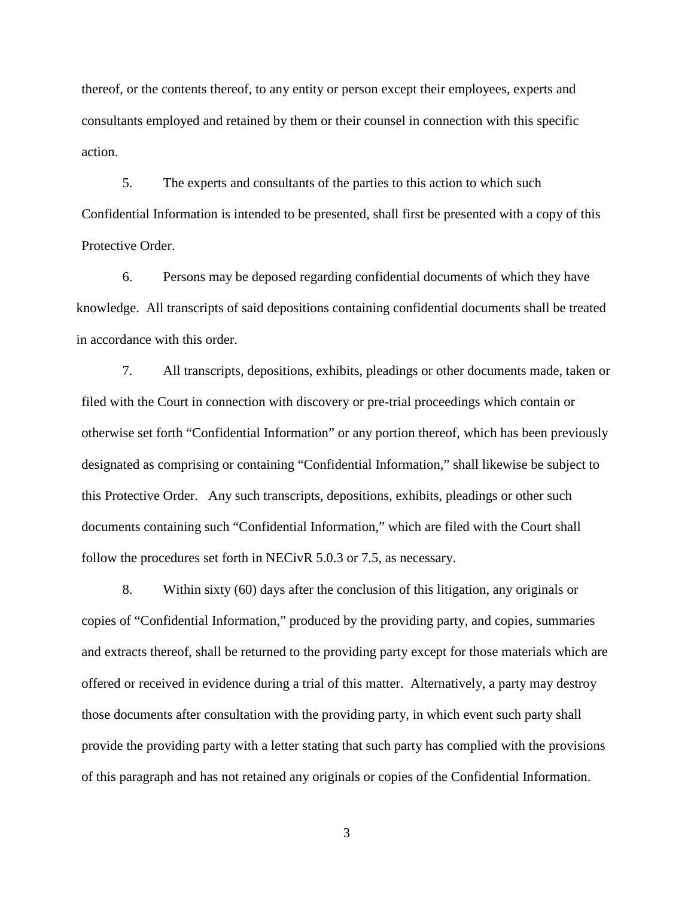thereof, or the contents thereof, to any entity or person except their employees, experts and consultants employed and retained by them or their counsel in connection with this specific action.

5. The experts and consultants of the parties to this action to which such Confidential Information is intended to be presented, shall first be presented with a copy of this Protective Order.

6. Persons may be deposed regarding confidential documents of which they have knowledge. All transcripts of said depositions containing confidential documents shall be treated in accordance with this order.

7. All transcripts, depositions, exhibits, pleadings or other documents made, taken or filed with the Court in connection with discovery or pre-trial proceedings which contain or otherwise set forth "Confidential Information" or any portion thereof, which has been previously designated as comprising or containing "Confidential Information," shall likewise be subject to this Protective Order. Any such transcripts, depositions, exhibits, pleadings or other such documents containing such "Confidential Information," which are filed with the Court shall follow the procedures set forth in NECivR 5.0.3 or 7.5, as necessary.

8. Within sixty (60) days after the conclusion of this litigation, any originals or copies of "Confidential Information," produced by the providing party, and copies, summaries and extracts thereof, shall be returned to the providing party except for those materials which are offered or received in evidence during a trial of this matter. Alternatively, a party may destroy those documents after consultation with the providing party, in which event such party shall provide the providing party with a letter stating that such party has complied with the provisions of this paragraph and has not retained any originals or copies of the Confidential Information.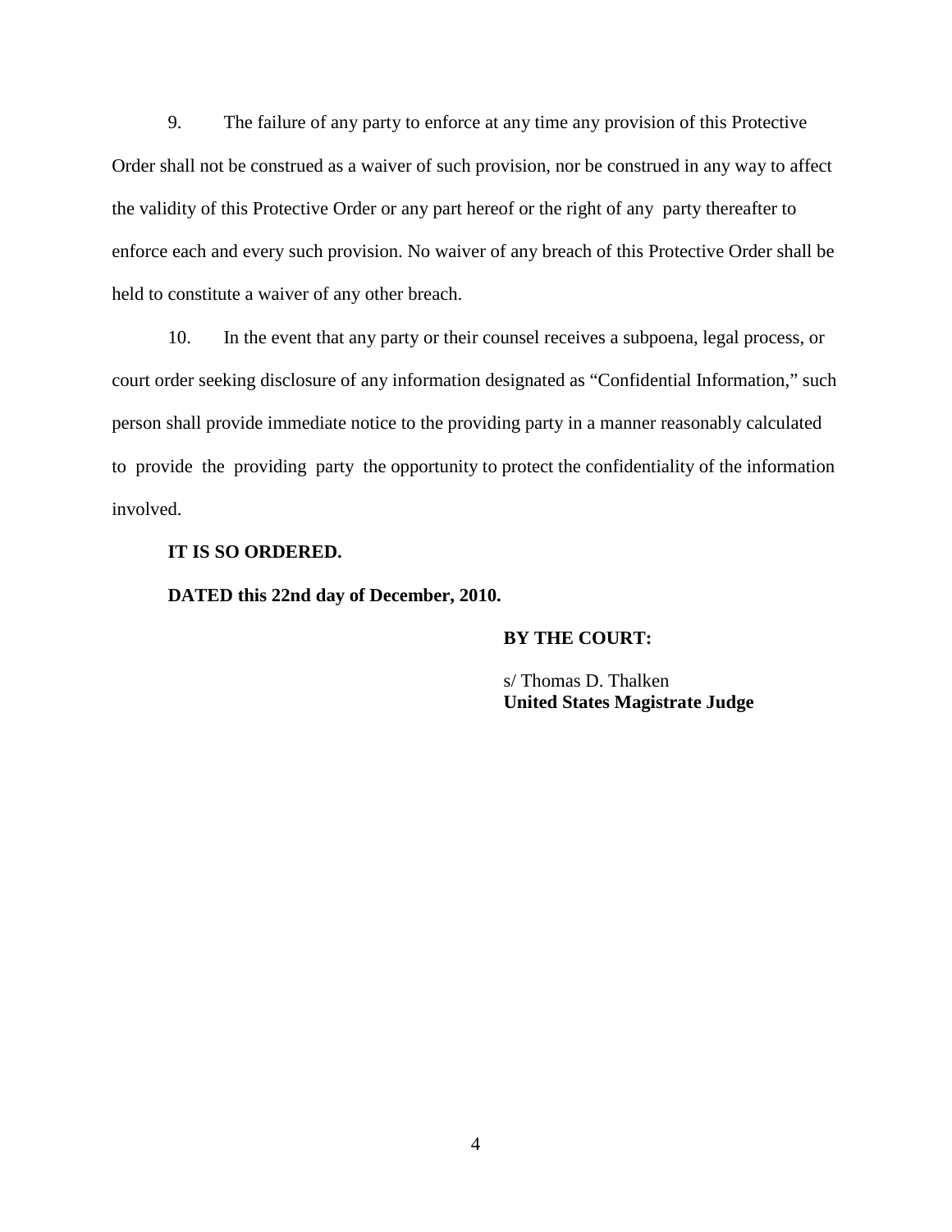9. The failure of any party to enforce at any time any provision of this Protective Order shall not be construed as a waiver of such provision, nor be construed in any way to affect the validity of this Protective Order or any part hereof or the right of any party thereafter to enforce each and every such provision. No waiver of any breach of this Protective Order shall be held to constitute a waiver of any other breach.

10. In the event that any party or their counsel receives a subpoena, legal process, or court order seeking disclosure of any information designated as "Confidential Information," such person shall provide immediate notice to the providing party in a manner reasonably calculated to provide the providing party the opportunity to protect the confidentiality of the information involved.

**IT IS SO ORDERED.**

**DATED this 22nd day of December, 2010.**

**BY THE COURT:**

s/ Thomas D. Thalken
**United States Magistrate Judge**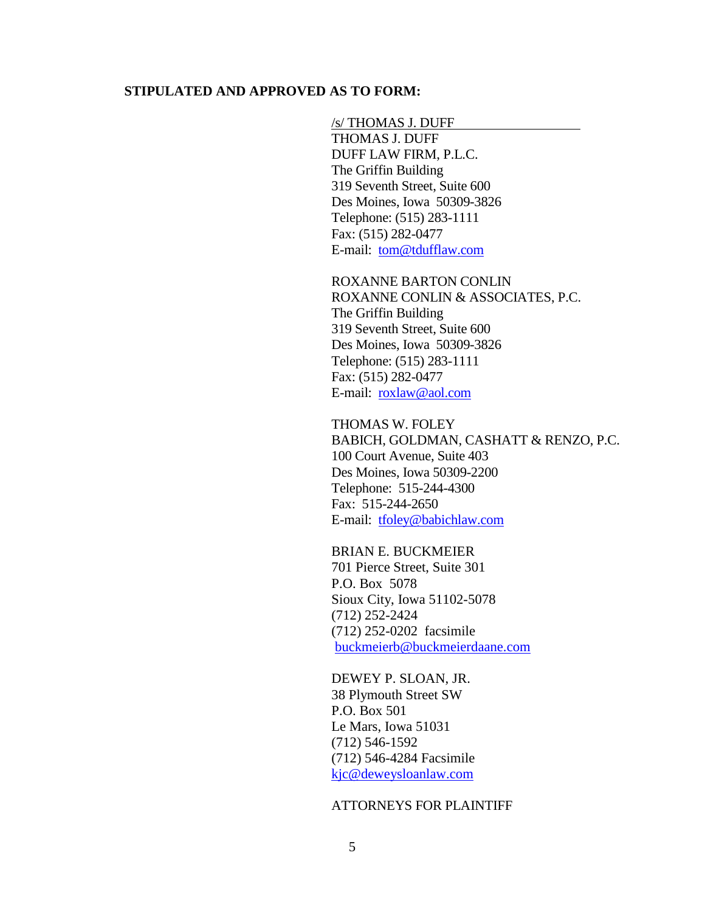**STIPULATED AND APPROVED AS TO FORM:**

/s/ THOMAS J. DUFF
THOMAS J. DUFF
DUFF LAW FIRM, P.L.C.
The Griffin Building
319 Seventh Street, Suite 600
Des Moines, Iowa 50309-3826
Telephone: (515) 283-1111
Fax: (515) 282-0477
E-mail: tom@tdufflaw.com

ROXANNE BARTON CONLIN
ROXANNE CONLIN & ASSOCIATES, P.C.
The Griffin Building
319 Seventh Street, Suite 600
Des Moines, Iowa 50309-3826
Telephone: (515) 283-1111
Fax: (515) 282-0477
E-mail: roxlaw@aol.com

THOMAS W. FOLEY
BABICH, GOLDMAN, CASHATT & RENZO, P.C.
100 Court Avenue, Suite 403
Des Moines, Iowa 50309-2200
Telephone: 515-244-4300
Fax: 515-244-2650
E-mail: tfoley@babichlaw.com

BRIAN E. BUCKMEIER
701 Pierce Street, Suite 301
P.O. Box 5078
Sioux City, Iowa 51102-5078
(712) 252-2424
(712) 252-0202 facsimile
buckmeierb@buckmeierdaane.com

DEWEY P. SLOAN, JR.
38 Plymouth Street SW
P.O. Box 501
Le Mars, Iowa 51031
(712) 546-1592
(712) 546-4284 Facsimile
kjc@deweysloanlaw.com

ATTORNEYS FOR PLAINTIFF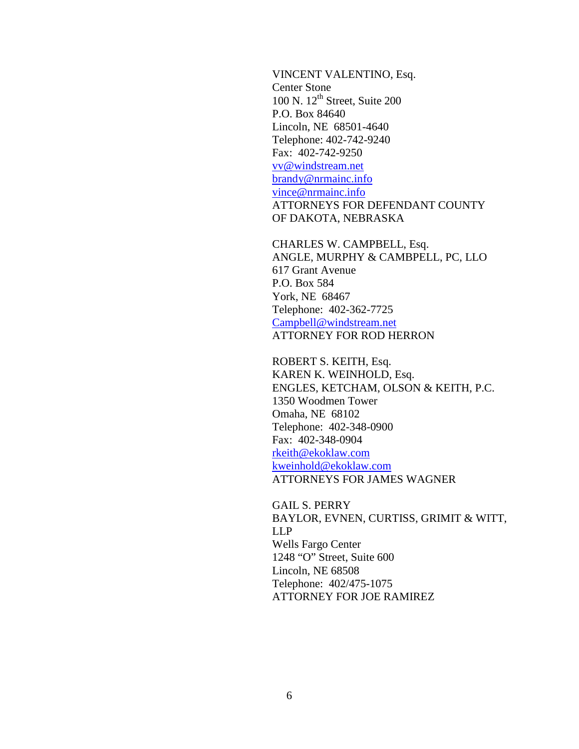VINCENT VALENTINO, Esq.
Center Stone
100 N. 12th Street, Suite 200
P.O. Box 84640
Lincoln, NE 68501-4640
Telephone: 402-742-9240
Fax: 402-742-9250
vv@windstream.net
brandy@nrmainc.info
vince@nrmainc.info
ATTORNEYS FOR DEFENDANT COUNTY OF DAKOTA, NEBRASKA

CHARLES W. CAMPBELL, Esq.
ANGLE, MURPHY & CAMBPELL, PC, LLO
617 Grant Avenue
P.O. Box 584
York, NE 68467
Telephone: 402-362-7725
Campbell@windstream.net
ATTORNEY FOR ROD HERRON

ROBERT S. KEITH, Esq.
KAREN K. WEINHOLD, Esq.
ENGLES, KETCHAM, OLSON & KEITH, P.C.
1350 Woodmen Tower
Omaha, NE 68102
Telephone: 402-348-0900
Fax: 402-348-0904
rkeith@ekoklaw.com
kweinhold@ekoklaw.com
ATTORNEYS FOR JAMES WAGNER

GAIL S. PERRY
BAYLOR, EVNEN, CURTISS, GRIMIT & WITT, LLP
Wells Fargo Center
1248 "O" Street, Suite 600
Lincoln, NE 68508
Telephone: 402/475-1075
ATTORNEY FOR JOE RAMIREZ